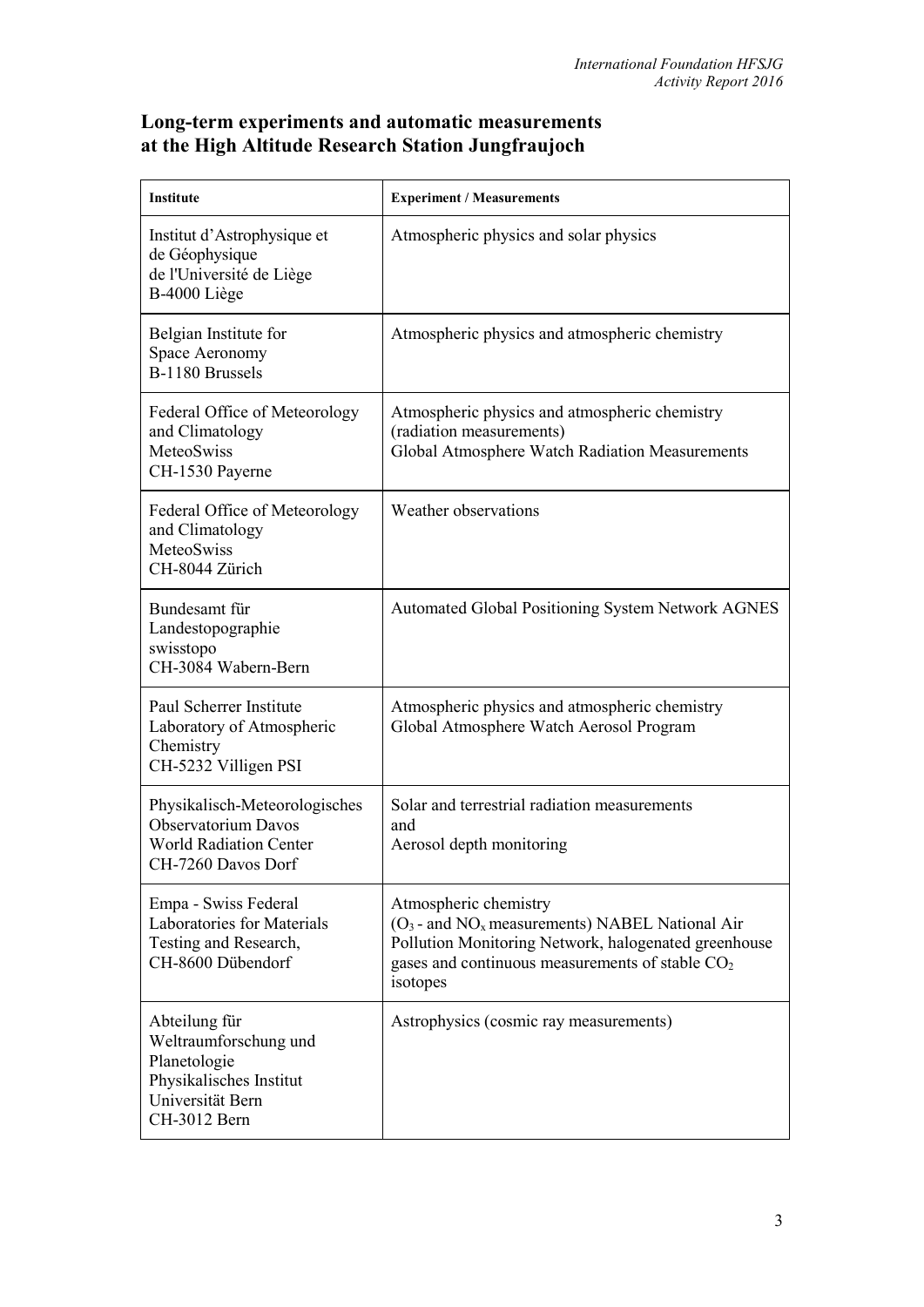## Long-term experiments and automatic measurements at the High Altitude Research Station Jungfraujoch

| **Institute** | **Experiment / Measurements** |
|---|---|
| Institut d'Astrophysique et de Géophysique de l'Université de Liège B-4000 Liège | Atmospheric physics and solar physics |
| Belgian Institute for Space Aeronomy B-1180 Brussels | Atmospheric physics and atmospheric chemistry |
| Federal Office of Meteorology and Climatology MeteoSwiss CH-1530 Payerne | Atmospheric physics and atmospheric chemistry (radiation measurements) Global Atmosphere Watch Radiation Measurements |
| Federal Office of Meteorology and Climatology MeteoSwiss CH-8044 Zürich | Weather observations |
| Bundesamt für Landestopographie swisstopo CH-3084 Wabern-Bern | Automated Global Positioning System Network AGNES |
| Paul Scherrer Institute Laboratory of Atmospheric Chemistry CH-5232 Villigen PSI | Atmospheric physics and atmospheric chemistry Global Atmosphere Watch Aerosol Program |
| Physikalisch-Meteorologisches Observatorium Davos World Radiation Center CH-7260 Davos Dorf | Solar and terrestrial radiation measurements and Aerosol depth monitoring |
| Empa - Swiss Federal Laboratories for Materials Testing and Research, CH-8600 Dübendorf | Atmospheric chemistry ($O_3$ - and $NO_x$ measurements) NABEL National Air Pollution Monitoring Network, halogenated greenhouse gases and continuous measurements of stable $CO_2$ isotopes |
| Abteilung für Weltraumforschung und Planetologie Physikalisches Institut Universität Bern CH-3012 Bern | Astrophysics (cosmic ray measurements) |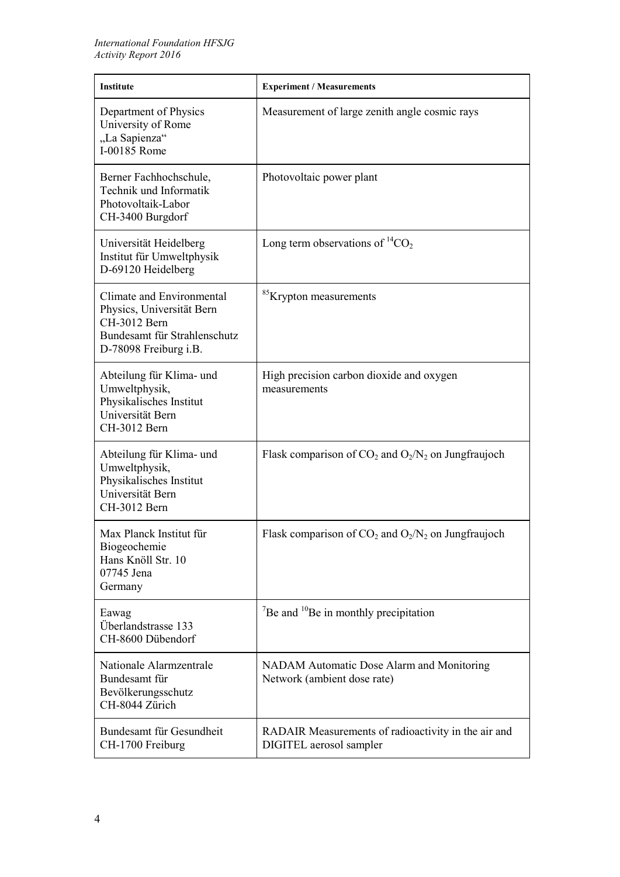| **Institute** | **Experiment / Measurements** |
| --- | --- |
| Department of Physics<br>University of Rome<br>„La Sapienza"<br>I-00185 Rome | Measurement of large zenith angle cosmic rays |
| Berner Fachhochschule,<br>Technik und Informatik<br>Photovoltaik-Labor<br>CH-3400 Burgdorf | Photovoltaic power plant |
| Universität Heidelberg<br>Institut für Umweltphysik<br>D-69120 Heidelberg | Long term observations of $^{14}CO_2$ |
| Climate and Environmental Physics, Universität Bern<br>CH-3012 Bern<br>Bundesamt für Strahlenschutz<br>D-78098 Freiburg i.B. | $^{85}$Krypton measurements |
| Abteilung für Klima- und Umweltphysik,<br>Physikalisches Institut<br>Universität Bern<br>CH-3012 Bern | High precision carbon dioxide and oxygen measurements |
| Abteilung für Klima- und Umweltphysik,<br>Physikalisches Institut<br>Universität Bern<br>CH-3012 Bern | Flask comparison of $CO_2$ and $O_2/N_2$ on Jungfraujoch |
| Max Planck Institut für Biogeochemie<br>Hans Knöll Str. 10<br>07745 Jena<br>Germany | Flask comparison of $CO_2$ and $O_2/N_2$ on Jungfraujoch |
| Eawag<br>Überlandstrasse 133<br>CH-8600 Dübendorf | $^{7}$Be and $^{10}$Be in monthly precipitation |
| Nationale Alarmzentrale<br>Bundesamt für Bevölkerungsschutz<br>CH-8044 Zürich | NADAM Automatic Dose Alarm and Monitoring Network (ambient dose rate) |
| Bundesamt für Gesundheit<br>CH-1700 Freiburg | RADAIR Measurements of radioactivity in the air and DIGITEL aerosol sampler |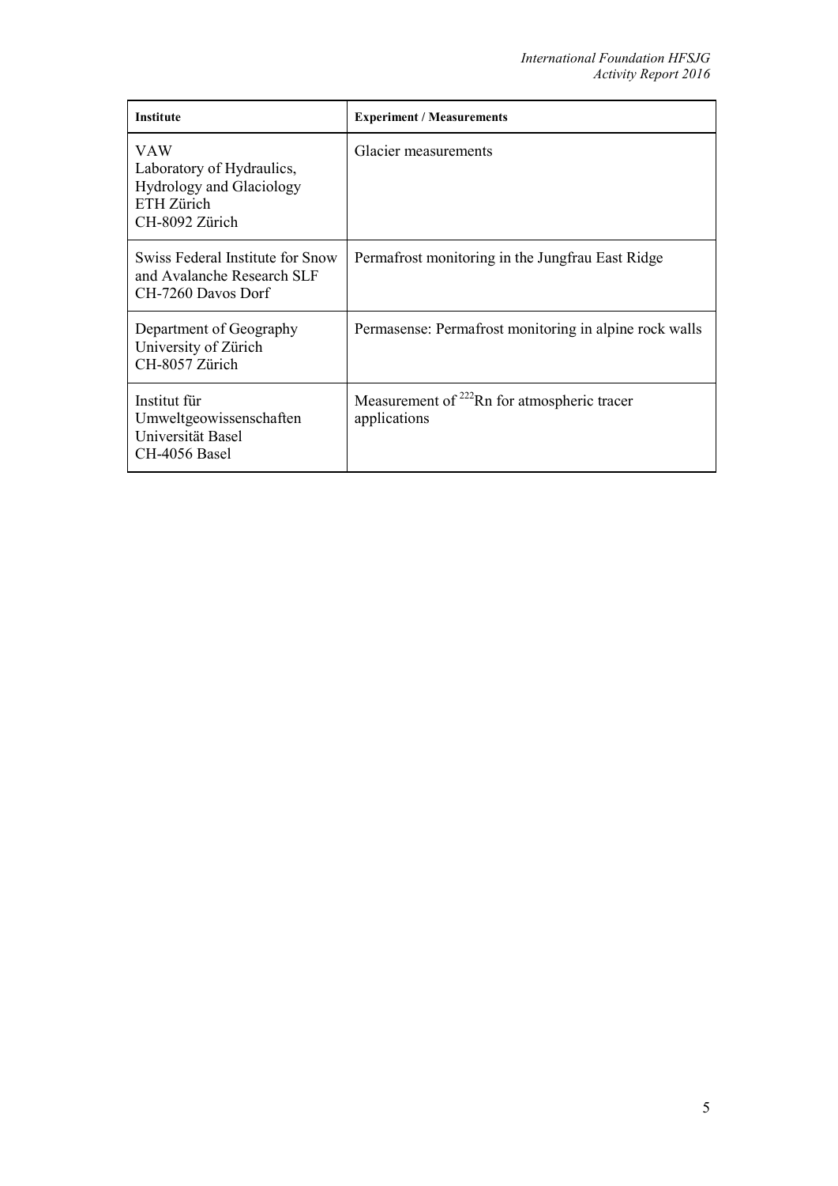| Institute | Experiment / Measurements |
|---|---|
| VAW<br>Laboratory of Hydraulics, Hydrology and Glaciology<br>ETH Zürich<br>CH-8092 Zürich | Glacier measurements |
| Swiss Federal Institute for Snow and Avalanche Research SLF<br>CH-7260 Davos Dorf | Permafrost monitoring in the Jungfrau East Ridge |
| Department of Geography<br>University of Zürich<br>CH-8057 Zürich | Permasense: Permafrost monitoring in alpine rock walls |
| Institut für Umweltgeowissenschaften<br>Universität Basel<br>CH-4056 Basel | Measurement of $^{222}Rn$ for atmospheric tracer applications |